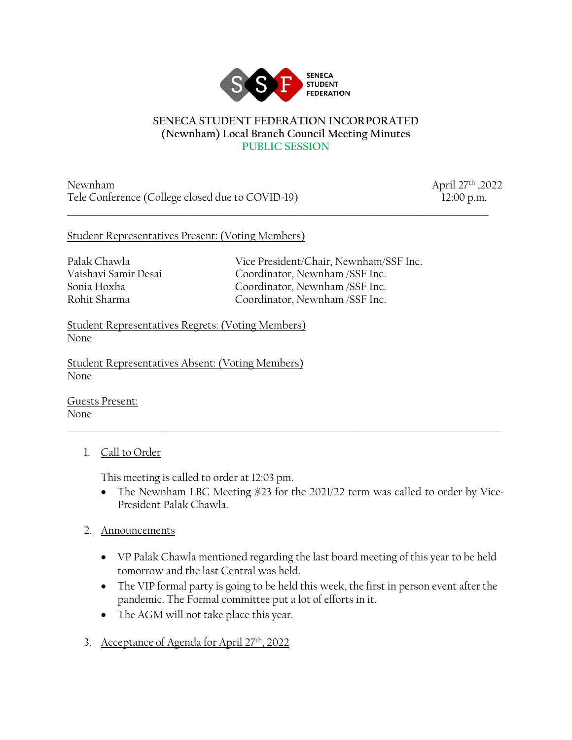SENECA STUDENT FEDERATION

# SENECA STUDENT FEDERATION INCORPORATED
## (Newnham) Local Branch Council Meeting Minutes
### PUBLIC SESSION

Newnham
Tele Conference (College closed due to COVID-19)

April 27th ,2022
12:00 p.m.

---

<u>Student Representatives Present: (Voting Members)</u>

| | |
|---|---|
| Palak Chawla | Vice President/Chair, Newnham/SSF Inc. |
| Vaishavi Samir Desai | Coordinator, Newnham /SSF Inc. |
| Sonia Hoxha | Coordinator, Newnham /SSF Inc. |
| Rohit Sharma | Coordinator, Newnham /SSF Inc. |

<u>Student Representatives Regrets: (Voting Members)</u>
None

<u>Student Representatives Absent: (Voting Members)</u>
None

<u>Guests Present:</u>
None

---

1. <u>Call to Order</u>

   This meeting is called to order at 12:03 pm.
   - The Newnham LBC Meeting #23 for the 2021/22 term was called to order by Vice-President Palak Chawla.

2. <u>Announcements</u>

   - VP Palak Chawla mentioned regarding the last board meeting of this year to be held tomorrow and the last Central was held.
   - The VIP formal party is going to be held this week, the first in person event after the pandemic. The Formal committee put a lot of efforts in it.
   - The AGM will not take place this year.

3. <u>Acceptance of Agenda for April 27th, 2022</u>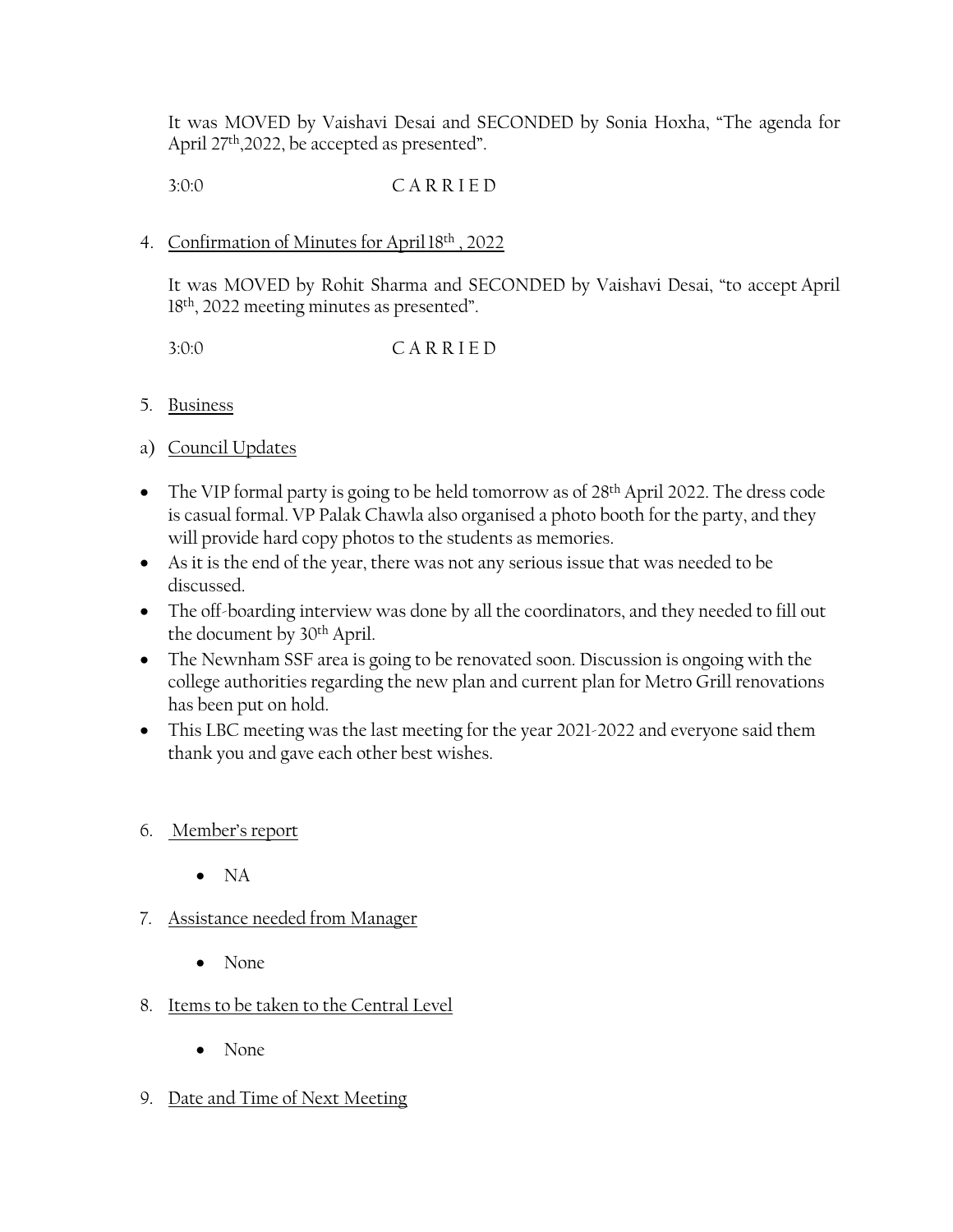It was MOVED by Vaishavi Desai and SECONDED by Sonia Hoxha, "The agenda for April 27th,2022, be accepted as presented".

3:0:0 C A R R I E D

4. Confirmation of Minutes for April 18th , 2022

It was MOVED by Rohit Sharma and SECONDED by Vaishavi Desai, "to accept April 18th, 2022 meeting minutes as presented".

3:0:0 C A R R I E D

5. Business

a) Council Updates

- The VIP formal party is going to be held tomorrow as of 28th April 2022. The dress code is casual formal. VP Palak Chawla also organised a photo booth for the party, and they will provide hard copy photos to the students as memories.
- As it is the end of the year, there was not any serious issue that was needed to be discussed.
- The off-boarding interview was done by all the coordinators, and they needed to fill out the document by 30th April.
- The Newnham SSF area is going to be renovated soon. Discussion is ongoing with the college authorities regarding the new plan and current plan for Metro Grill renovations has been put on hold.
- This LBC meeting was the last meeting for the year 2021-2022 and everyone said them thank you and gave each other best wishes.

6. Member's report

    - NA

7. Assistance needed from Manager

    - None

8. Items to be taken to the Central Level

    - None

9. Date and Time of Next Meeting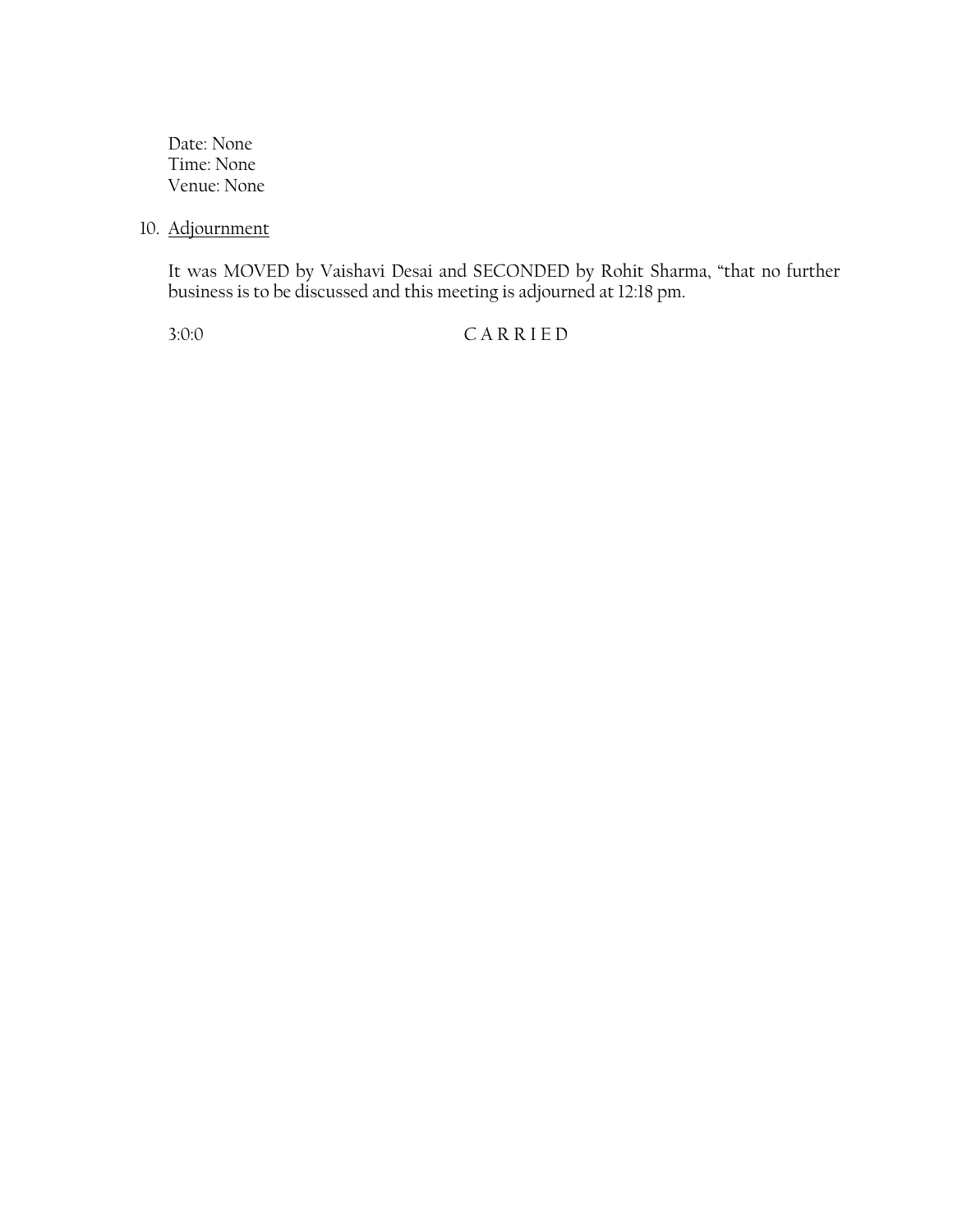Date: None
Time: None
Venue: None

10. Adjournment

It was MOVED by Vaishavi Desai and SECONDED by Rohit Sharma, "that no further business is to be discussed and this meeting is adjourned at 12:18 pm.

3:0:0 C A R R I E D